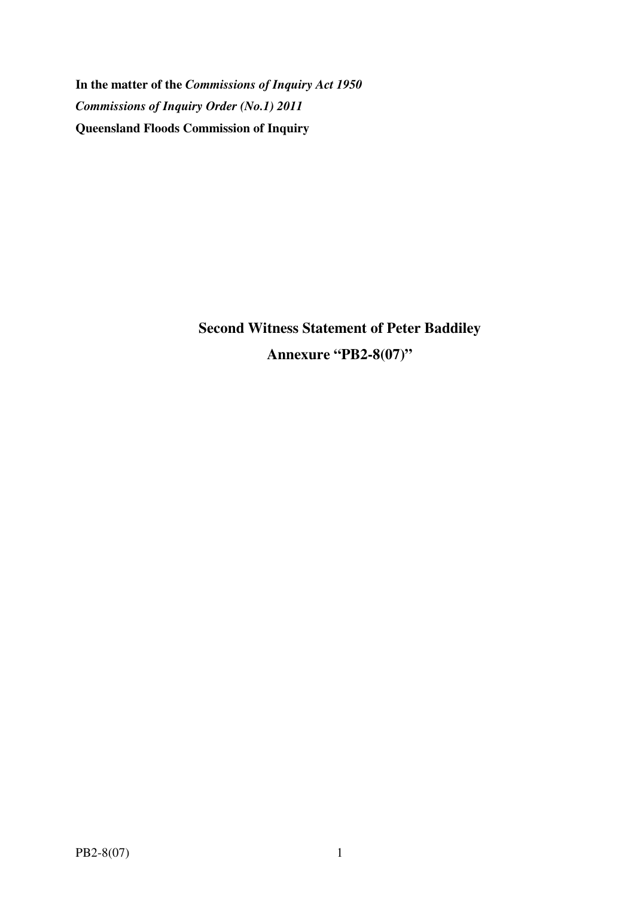**In the matter of the *Commissions of Inquiry Act 1950***

***Commissions of Inquiry Order (No.1) 2011***

**Queensland Floods Commission of Inquiry**

## Second Witness Statement of Peter Baddiley

## Annexure "PB2-8(07)"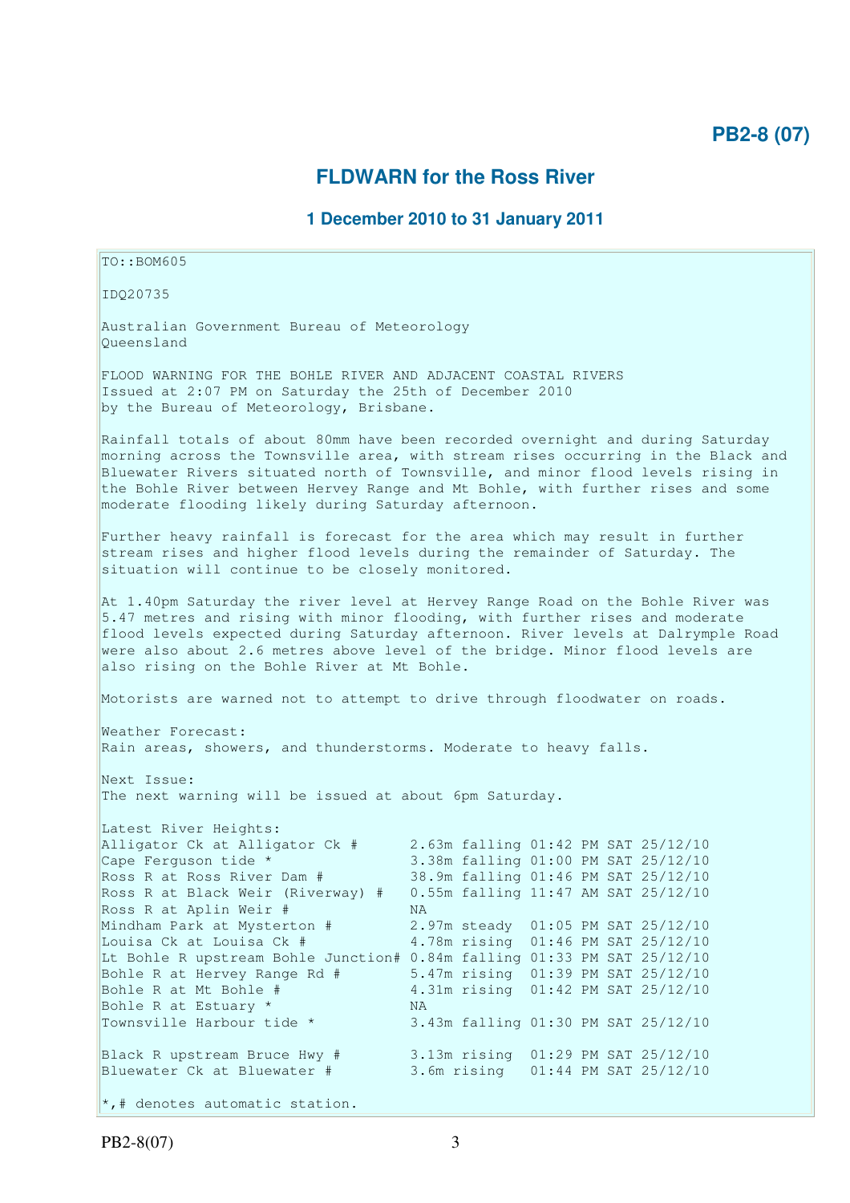# PB2-8 (07)

## FLDWARN for the Ross River

### 1 December 2010 to 31 January 2011

TO::BOM605

IDQ20735

Australian Government Bureau of Meteorology
Queensland

FLOOD WARNING FOR THE BOHLE RIVER AND ADJACENT COASTAL RIVERS
Issued at 2:07 PM on Saturday the 25th of December 2010
by the Bureau of Meteorology, Brisbane.

Rainfall totals of about 80mm have been recorded overnight and during Saturday morning across the Townsville area, with stream rises occurring in the Black and Bluewater Rivers situated north of Townsville, and minor flood levels rising in the Bohle River between Hervey Range and Mt Bohle, with further rises and some moderate flooding likely during Saturday afternoon.

Further heavy rainfall is forecast for the area which may result in further stream rises and higher flood levels during the remainder of Saturday. The situation will continue to be closely monitored.

At 1.40pm Saturday the river level at Hervey Range Road on the Bohle River was 5.47 metres and rising with minor flooding, with further rises and moderate flood levels expected during Saturday afternoon. River levels at Dalrymple Road were also about 2.6 metres above level of the bridge. Minor flood levels are also rising on the Bohle River at Mt Bohle.

Motorists are warned not to attempt to drive through floodwater on roads.

Weather Forecast:
Rain areas, showers, and thunderstorms. Moderate to heavy falls.

Next Issue:
The next warning will be issued at about 6pm Saturday.

Latest River Heights:

```
Alligator Ck at Alligator Ck #      2.63m falling 01:42 PM SAT 25/12/10
Cape Ferguson tide *                3.38m falling 01:00 PM SAT 25/12/10
Ross R at Ross River Dam #          38.9m falling 01:46 PM SAT 25/12/10
Ross R at Black Weir (Riverway) #   0.55m falling 11:47 AM SAT 25/12/10
Ross R at Aplin Weir #              NA
Mindham Park at Mysterton #         2.97m steady  01:05 PM SAT 25/12/10
Louisa Ck at Louisa Ck #            4.78m rising  01:46 PM SAT 25/12/10
Lt Bohle R upstream Bohle Junction# 0.84m falling 01:33 PM SAT 25/12/10
Bohle R at Hervey Range Rd #        5.47m rising  01:39 PM SAT 25/12/10
Bohle R at Mt Bohle #               4.31m rising  01:42 PM SAT 25/12/10
Bohle R at Estuary *                NA
Townsville Harbour tide *           3.43m falling 01:30 PM SAT 25/12/10

Black R upstream Bruce Hwy #        3.13m rising  01:29 PM SAT 25/12/10
Bluewater Ck at Bluewater #         3.6m rising   01:44 PM SAT 25/12/10
```

*,# denotes automatic station.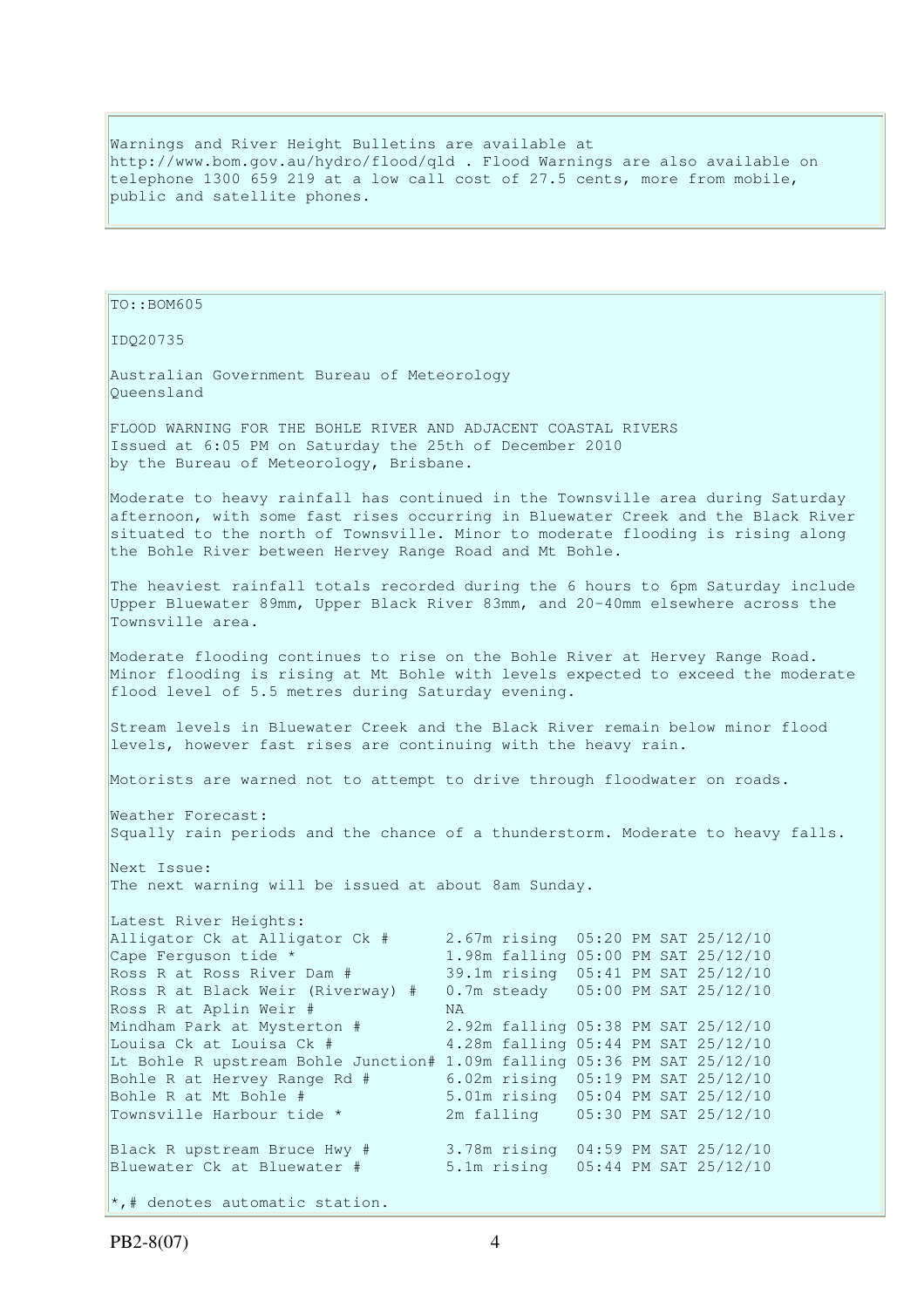Warnings and River Height Bulletins are available at http://www.bom.gov.au/hydro/flood/qld . Flood Warnings are also available on telephone 1300 659 219 at a low call cost of 27.5 cents, more from mobile, public and satellite phones.

TO::BOM605

IDQ20735

Australian Government Bureau of Meteorology
Queensland

FLOOD WARNING FOR THE BOHLE RIVER AND ADJACENT COASTAL RIVERS
Issued at 6:05 PM on Saturday the 25th of December 2010
by the Bureau of Meteorology, Brisbane.

Moderate to heavy rainfall has continued in the Townsville area during Saturday afternoon, with some fast rises occurring in Bluewater Creek and the Black River situated to the north of Townsville. Minor to moderate flooding is rising along the Bohle River between Hervey Range Road and Mt Bohle.

The heaviest rainfall totals recorded during the 6 hours to 6pm Saturday include Upper Bluewater 89mm, Upper Black River 83mm, and 20-40mm elsewhere across the Townsville area.

Moderate flooding continues to rise on the Bohle River at Hervey Range Road. Minor flooding is rising at Mt Bohle with levels expected to exceed the moderate flood level of 5.5 metres during Saturday evening.

Stream levels in Bluewater Creek and the Black River remain below minor flood levels, however fast rises are continuing with the heavy rain.

Motorists are warned not to attempt to drive through floodwater on roads.

Weather Forecast:
Squally rain periods and the chance of a thunderstorm. Moderate to heavy falls.

Next Issue:
The next warning will be issued at about 8am Sunday.

Latest River Heights:

| Station | Height | Time |
|---|---|---|
| Alligator Ck at Alligator Ck # | 2.67m rising | 05:20 PM SAT 25/12/10 |
| Cape Ferguson tide * | 1.98m falling | 05:00 PM SAT 25/12/10 |
| Ross R at Ross River Dam # | 39.1m rising | 05:41 PM SAT 25/12/10 |
| Ross R at Black Weir (Riverway) # | 0.7m steady | 05:00 PM SAT 25/12/10 |
| Ross R at Aplin Weir # | NA | |
| Mindham Park at Mysterton # | 2.92m falling | 05:38 PM SAT 25/12/10 |
| Louisa Ck at Louisa Ck # | 4.28m falling | 05:44 PM SAT 25/12/10 |
| Lt Bohle R upstream Bohle Junction# | 1.09m falling | 05:36 PM SAT 25/12/10 |
| Bohle R at Hervey Range Rd # | 6.02m rising | 05:19 PM SAT 25/12/10 |
| Bohle R at Mt Bohle # | 5.01m rising | 05:04 PM SAT 25/12/10 |
| Townsville Harbour tide * | 2m falling | 05:30 PM SAT 25/12/10 |
| Black R upstream Bruce Hwy # | 3.78m rising | 04:59 PM SAT 25/12/10 |
| Bluewater Ck at Bluewater # | 5.1m rising | 05:44 PM SAT 25/12/10 |

*,# denotes automatic station.

PB2-8(07)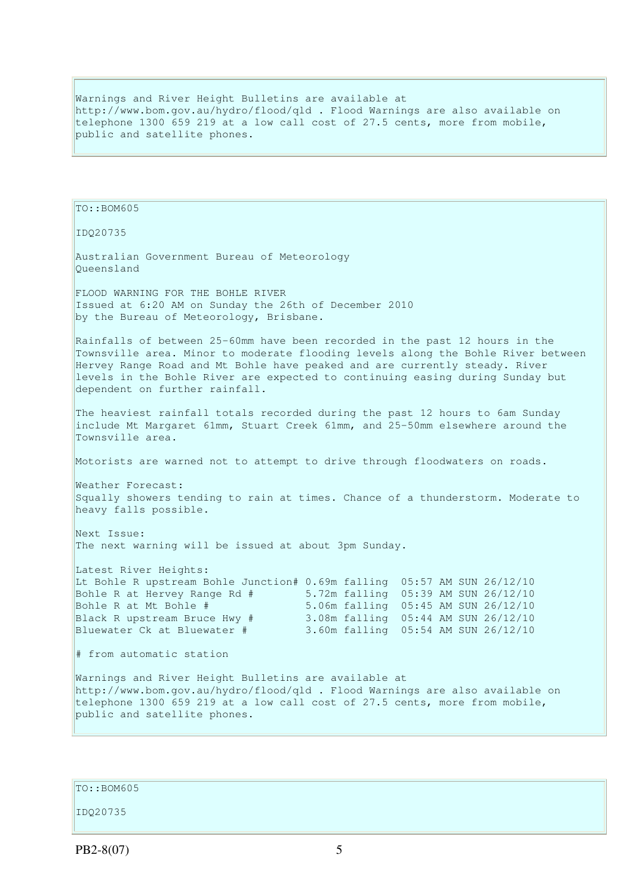Warnings and River Height Bulletins are available at http://www.bom.gov.au/hydro/flood/qld . Flood Warnings are also available on telephone 1300 659 219 at a low call cost of 27.5 cents, more from mobile, public and satellite phones.

TO::BOM605

IDQ20735

Australian Government Bureau of Meteorology
Queensland

FLOOD WARNING FOR THE BOHLE RIVER
Issued at 6:20 AM on Sunday the 26th of December 2010
by the Bureau of Meteorology, Brisbane.

Rainfalls of between 25-60mm have been recorded in the past 12 hours in the Townsville area. Minor to moderate flooding levels along the Bohle River between Hervey Range Road and Mt Bohle have peaked and are currently steady. River levels in the Bohle River are expected to continuing easing during Sunday but dependent on further rainfall.

The heaviest rainfall totals recorded during the past 12 hours to 6am Sunday include Mt Margaret 61mm, Stuart Creek 61mm, and 25-50mm elsewhere around the Townsville area.

Motorists are warned not to attempt to drive through floodwaters on roads.

Weather Forecast:
Squally showers tending to rain at times. Chance of a thunderstorm. Moderate to heavy falls possible.

Next Issue:
The next warning will be issued at about 3pm Sunday.

Latest River Heights:

```
Lt Bohle R upstream Bohle Junction# 0.69m falling  05:57 AM SUN 26/12/10
Bohle R at Hervey Range Rd #        5.72m falling  05:39 AM SUN 26/12/10
Bohle R at Mt Bohle #               5.06m falling  05:45 AM SUN 26/12/10
Black R upstream Bruce Hwy #        3.08m falling  05:44 AM SUN 26/12/10
Bluewater Ck at Bluewater #         3.60m falling  05:54 AM SUN 26/12/10
```

# from automatic station

Warnings and River Height Bulletins are available at http://www.bom.gov.au/hydro/flood/qld . Flood Warnings are also available on telephone 1300 659 219 at a low call cost of 27.5 cents, more from mobile, public and satellite phones.

TO::BOM605

IDQ20735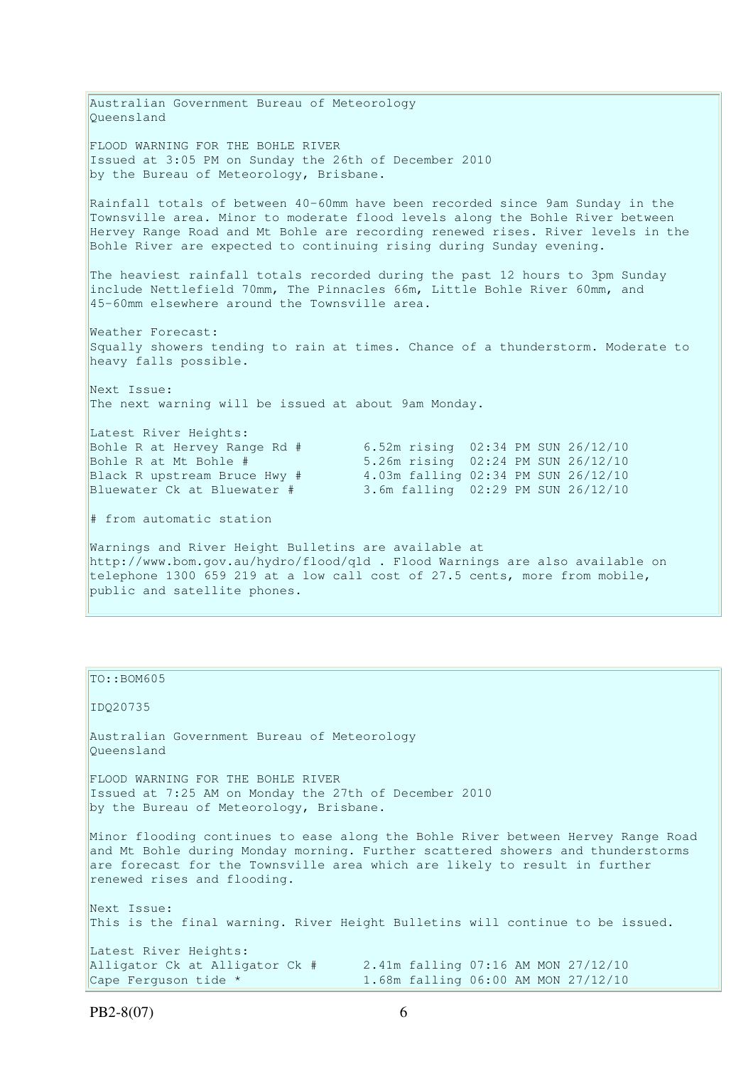Australian Government Bureau of Meteorology
Queensland

FLOOD WARNING FOR THE BOHLE RIVER
Issued at 3:05 PM on Sunday the 26th of December 2010
by the Bureau of Meteorology, Brisbane.

Rainfall totals of between 40-60mm have been recorded since 9am Sunday in the Townsville area. Minor to moderate flood levels along the Bohle River between Hervey Range Road and Mt Bohle are recording renewed rises. River levels in the Bohle River are expected to continuing rising during Sunday evening.

The heaviest rainfall totals recorded during the past 12 hours to 3pm Sunday include Nettlefield 70mm, The Pinnacles 66m, Little Bohle River 60mm, and 45-60mm elsewhere around the Townsville area.

Weather Forecast:
Squally showers tending to rain at times. Chance of a thunderstorm. Moderate to heavy falls possible.

Next Issue:
The next warning will be issued at about 9am Monday.

Latest River Heights:

```
Bohle R at Hervey Range Rd #        6.52m rising  02:34 PM SUN 26/12/10
Bohle R at Mt Bohle #               5.26m rising  02:24 PM SUN 26/12/10
Black R upstream Bruce Hwy #        4.03m falling 02:34 PM SUN 26/12/10
Bluewater Ck at Bluewater #         3.6m falling  02:29 PM SUN 26/12/10
```

# from automatic station

Warnings and River Height Bulletins are available at http://www.bom.gov.au/hydro/flood/qld . Flood Warnings are also available on telephone 1300 659 219 at a low call cost of 27.5 cents, more from mobile, public and satellite phones.

---

TO::BOM605

IDQ20735

Australian Government Bureau of Meteorology
Queensland

FLOOD WARNING FOR THE BOHLE RIVER
Issued at 7:25 AM on Monday the 27th of December 2010
by the Bureau of Meteorology, Brisbane.

Minor flooding continues to ease along the Bohle River between Hervey Range Road and Mt Bohle during Monday morning. Further scattered showers and thunderstorms are forecast for the Townsville area which are likely to result in further renewed rises and flooding.

Next Issue:
This is the final warning. River Height Bulletins will continue to be issued.

Latest River Heights:

```
Alligator Ck at Alligator Ck #      2.41m falling 07:16 AM MON 27/12/10
Cape Ferguson tide *                1.68m falling 06:00 AM MON 27/12/10
```

PB2-8(07)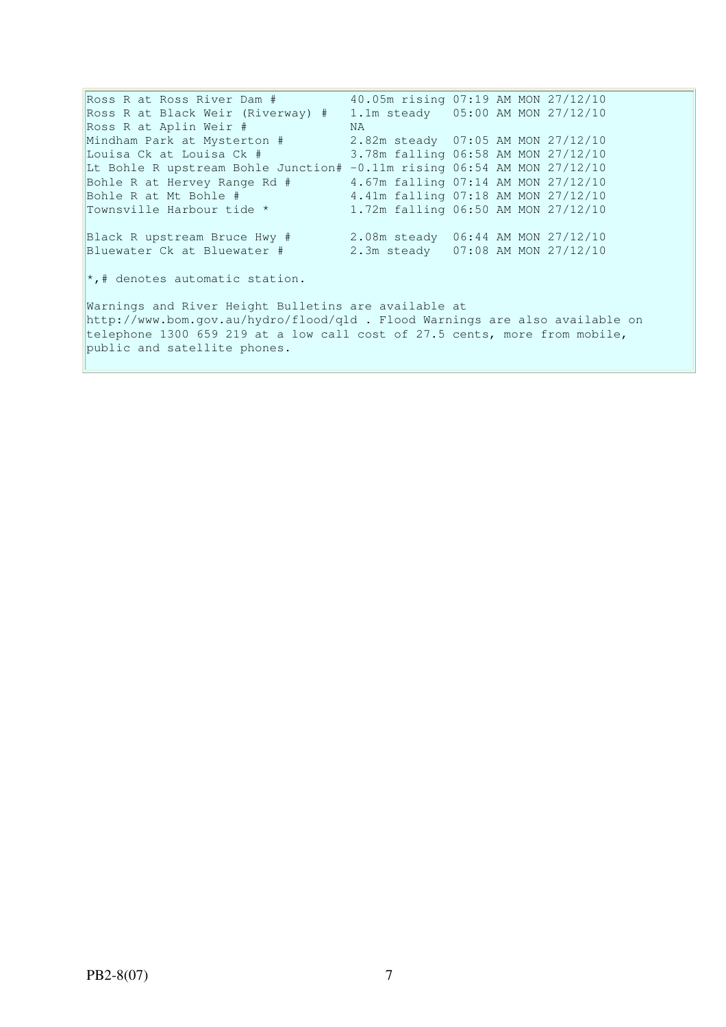```
Ross R at Ross River Dam #          40.05m rising 07:19 AM MON 27/12/10
Ross R at Black Weir (Riverway) #   1.1m steady   05:00 AM MON 27/12/10
Ross R at Aplin Weir #              NA
Mindham Park at Mysterton #         2.82m steady  07:05 AM MON 27/12/10
Louisa Ck at Louisa Ck #            3.78m falling 06:58 AM MON 27/12/10
Lt Bohle R upstream Bohle Junction# -0.11m rising 06:54 AM MON 27/12/10
Bohle R at Hervey Range Rd #        4.67m falling 07:14 AM MON 27/12/10
Bohle R at Mt Bohle #               4.41m falling 07:18 AM MON 27/12/10
Townsville Harbour tide *           1.72m falling 06:50 AM MON 27/12/10

Black R upstream Bruce Hwy #        2.08m steady  06:44 AM MON 27/12/10
Bluewater Ck at Bluewater #         2.3m steady   07:08 AM MON 27/12/10

*,# denotes automatic station.

Warnings and River Height Bulletins are available at
http://www.bom.gov.au/hydro/flood/qld . Flood Warnings are also available on
telephone 1300 659 219 at a low call cost of 27.5 cents, more from mobile,
public and satellite phones.
```

PB2-8(07)